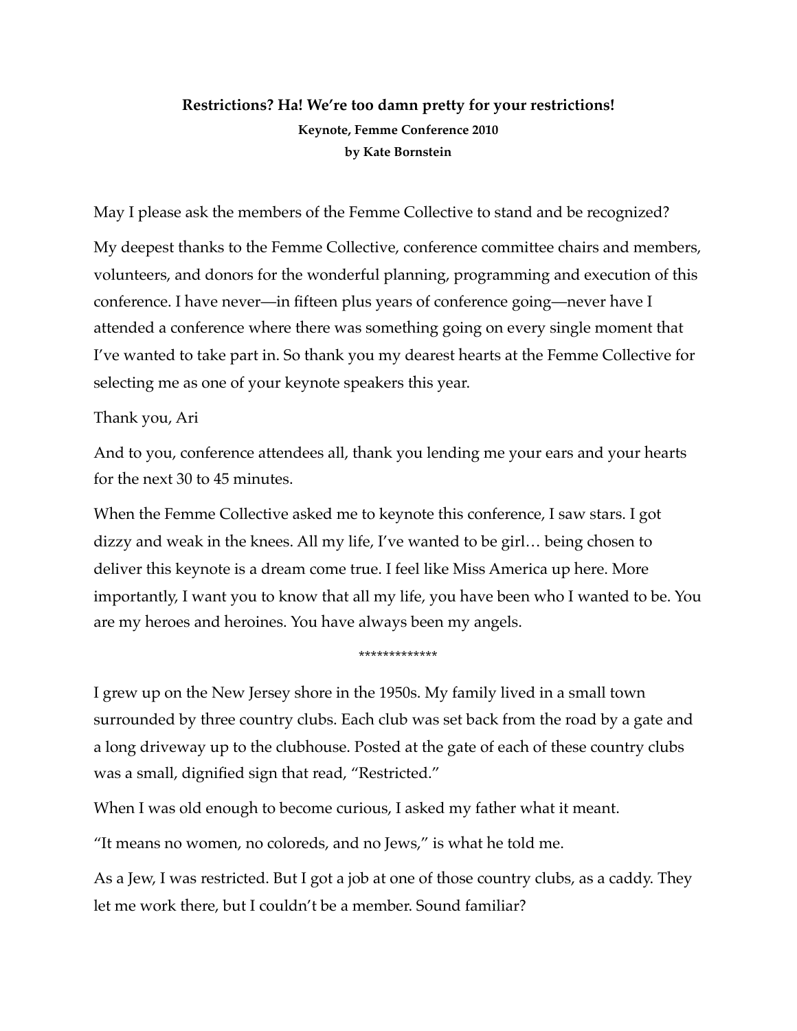**Restrictions? Ha! We're too damn pretty for your restrictions!**

**Keynote, Femme Conference 2010**

**by Kate Bornstein**

May I please ask the members of the Femme Collective to stand and be recognized?

My deepest thanks to the Femme Collective, conference committee chairs and members, volunteers, and donors for the wonderful planning, programming and execution of this conference. I have never—in fifteen plus years of conference going—never have I attended a conference where there was something going on every single moment that I've wanted to take part in. So thank you my dearest hearts at the Femme Collective for selecting me as one of your keynote speakers this year.

Thank you, Ari

And to you, conference attendees all, thank you lending me your ears and your hearts for the next 30 to 45 minutes.

When the Femme Collective asked me to keynote this conference, I saw stars. I got dizzy and weak in the knees. All my life, I've wanted to be girl… being chosen to deliver this keynote is a dream come true. I feel like Miss America up here. More importantly, I want you to know that all my life, you have been who I wanted to be. You are my heroes and heroines. You have always been my angels.

*************

I grew up on the New Jersey shore in the 1950s. My family lived in a small town surrounded by three country clubs. Each club was set back from the road by a gate and a long driveway up to the clubhouse. Posted at the gate of each of these country clubs was a small, dignified sign that read, "Restricted."

When I was old enough to become curious, I asked my father what it meant.

"It means no women, no coloreds, and no Jews," is what he told me.

As a Jew, I was restricted. But I got a job at one of those country clubs, as a caddy. They let me work there, but I couldn't be a member. Sound familiar?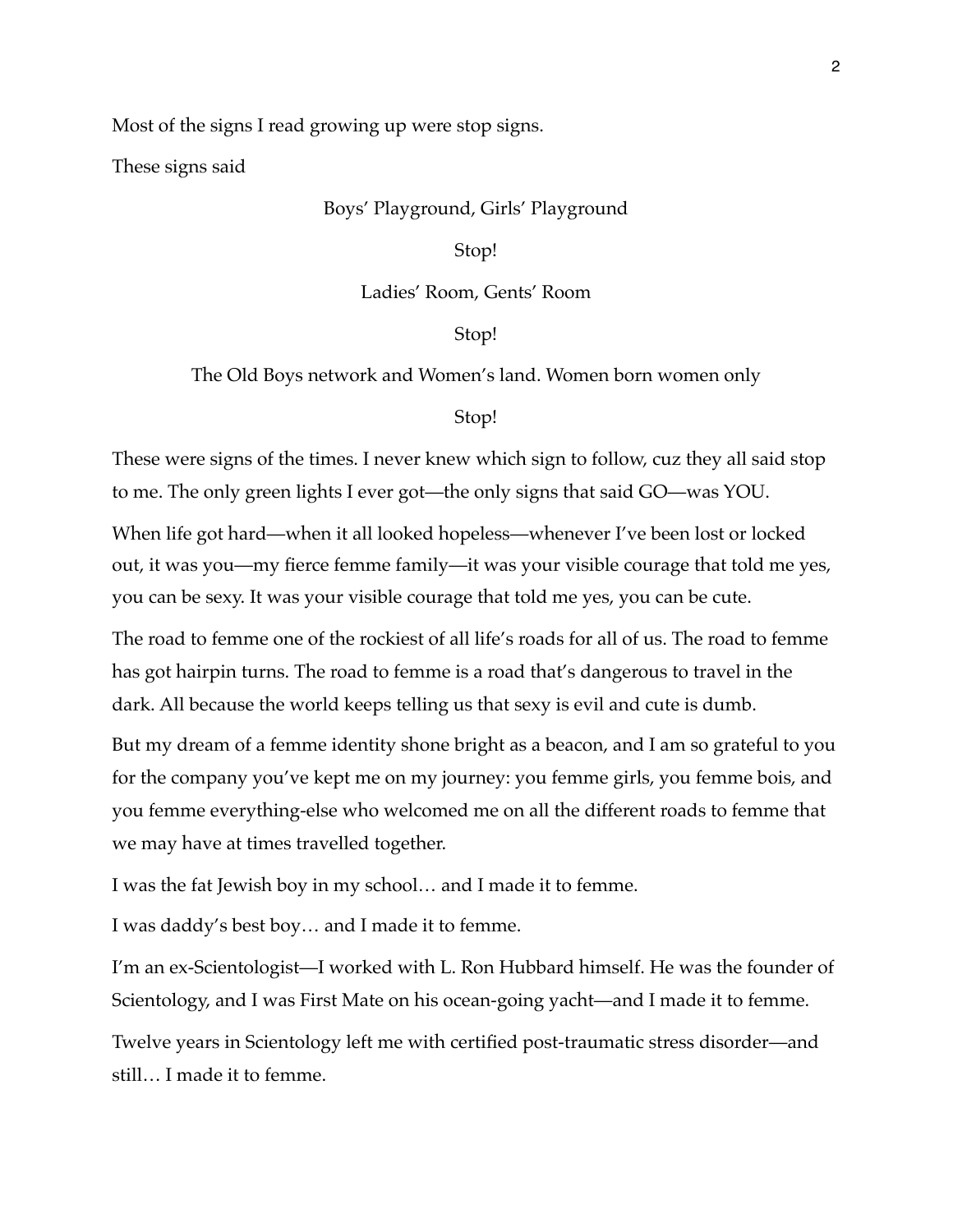Most of the signs I read growing up were stop signs.

These signs said

Boys' Playground, Girls' Playground

Stop!

Ladies' Room, Gents' Room

Stop!

The Old Boys network and Women's land. Women born women only

Stop!

These were signs of the times. I never knew which sign to follow, cuz they all said stop to me. The only green lights I ever got—the only signs that said GO—was YOU.

When life got hard—when it all looked hopeless—whenever I've been lost or locked out, it was you—my fierce femme family—it was your visible courage that told me yes, you can be sexy. It was your visible courage that told me yes, you can be cute.

The road to femme one of the rockiest of all life's roads for all of us. The road to femme has got hairpin turns. The road to femme is a road that's dangerous to travel in the dark. All because the world keeps telling us that sexy is evil and cute is dumb.

But my dream of a femme identity shone bright as a beacon, and I am so grateful to you for the company you've kept me on my journey: you femme girls, you femme bois, and you femme everything-else who welcomed me on all the different roads to femme that we may have at times travelled together.

I was the fat Jewish boy in my school… and I made it to femme.

I was daddy's best boy… and I made it to femme.

I'm an ex-Scientologist—I worked with L. Ron Hubbard himself. He was the founder of Scientology, and I was First Mate on his ocean-going yacht—and I made it to femme.

Twelve years in Scientology left me with certified post-traumatic stress disorder—and still… I made it to femme.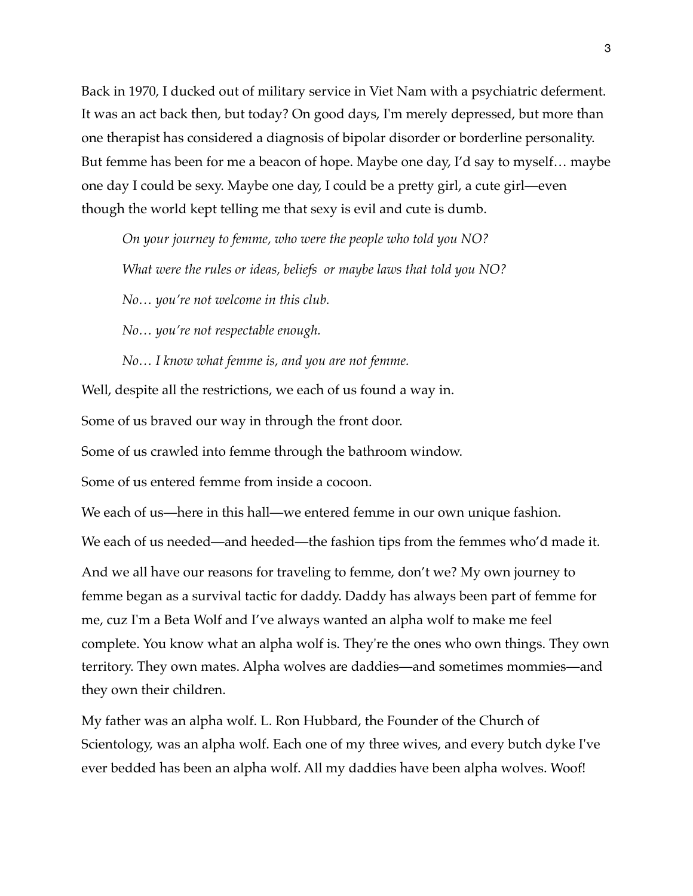Back in 1970, I ducked out of military service in Viet Nam with a psychiatric deferment. It was an act back then, but today? On good days, I'm merely depressed, but more than one therapist has considered a diagnosis of bipolar disorder or borderline personality. But femme has been for me a beacon of hope. Maybe one day, I'd say to myself… maybe one day I could be sexy. Maybe one day, I could be a pretty girl, a cute girl—even though the world kept telling me that sexy is evil and cute is dumb.

> *On your journey to femme, who were the people who told you NO?*
>
> *What were the rules or ideas, beliefs  or maybe laws that told you NO?*
>
> *No… you're not welcome in this club.*
>
> *No… you're not respectable enough.*
>
> *No… I know what femme is, and you are not femme.*

Well, despite all the restrictions, we each of us found a way in.

Some of us braved our way in through the front door.

Some of us crawled into femme through the bathroom window.

Some of us entered femme from inside a cocoon.

We each of us—here in this hall—we entered femme in our own unique fashion.

We each of us needed—and heeded—the fashion tips from the femmes who'd made it.

And we all have our reasons for traveling to femme, don't we? My own journey to femme began as a survival tactic for daddy. Daddy has always been part of femme for me, cuz I'm a Beta Wolf and I've always wanted an alpha wolf to make me feel complete. You know what an alpha wolf is. They're the ones who own things. They own territory. They own mates. Alpha wolves are daddies—and sometimes mommies—and they own their children.

My father was an alpha wolf. L. Ron Hubbard, the Founder of the Church of Scientology, was an alpha wolf. Each one of my three wives, and every butch dyke I've ever bedded has been an alpha wolf. All my daddies have been alpha wolves. Woof!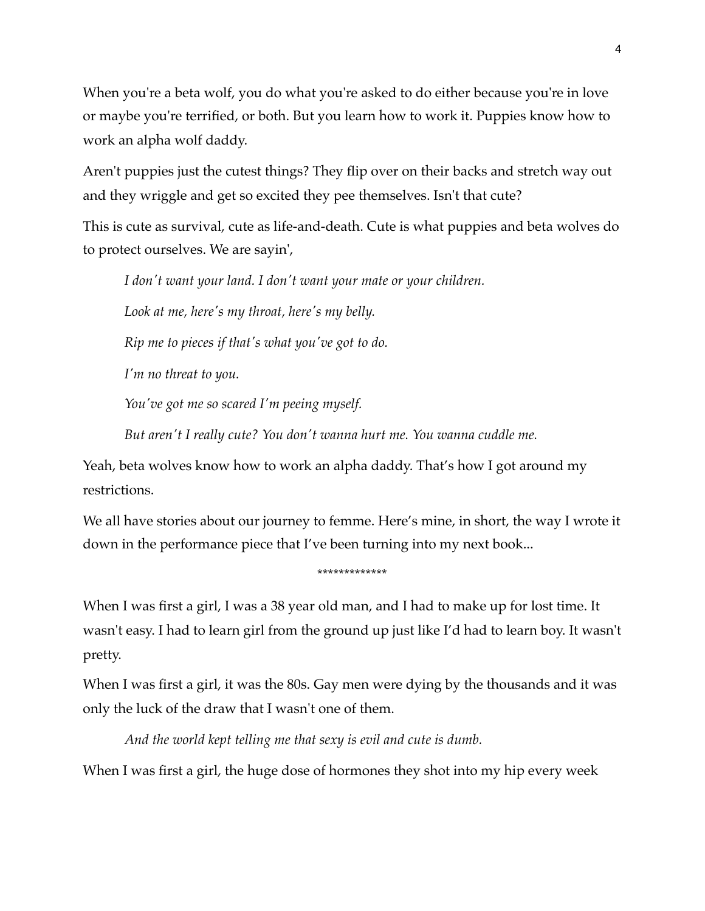When you're a beta wolf, you do what you're asked to do either because you're in love or maybe you're terrified, or both. But you learn how to work it. Puppies know how to work an alpha wolf daddy.

Aren't puppies just the cutest things? They flip over on their backs and stretch way out and they wriggle and get so excited they pee themselves. Isn't that cute?

This is cute as survival, cute as life-and-death. Cute is what puppies and beta wolves do to protect ourselves. We are sayin',

> *I don't want your land. I don't want your mate or your children.*
>
> *Look at me, here's my throat, here's my belly.*
>
> *Rip me to pieces if that's what you've got to do.*
>
> *I'm no threat to you.*
>
> *You've got me so scared I'm peeing myself.*
>
> *But aren't I really cute? You don't wanna hurt me. You wanna cuddle me.*

Yeah, beta wolves know how to work an alpha daddy. That's how I got around my restrictions.

We all have stories about our journey to femme. Here's mine, in short, the way I wrote it down in the performance piece that I've been turning into my next book...

*************

When I was first a girl, I was a 38 year old man, and I had to make up for lost time. It wasn't easy. I had to learn girl from the ground up just like I'd had to learn boy. It wasn't pretty.

When I was first a girl, it was the 80s. Gay men were dying by the thousands and it was only the luck of the draw that I wasn't one of them.

> *And the world kept telling me that sexy is evil and cute is dumb.*

When I was first a girl, the huge dose of hormones they shot into my hip every week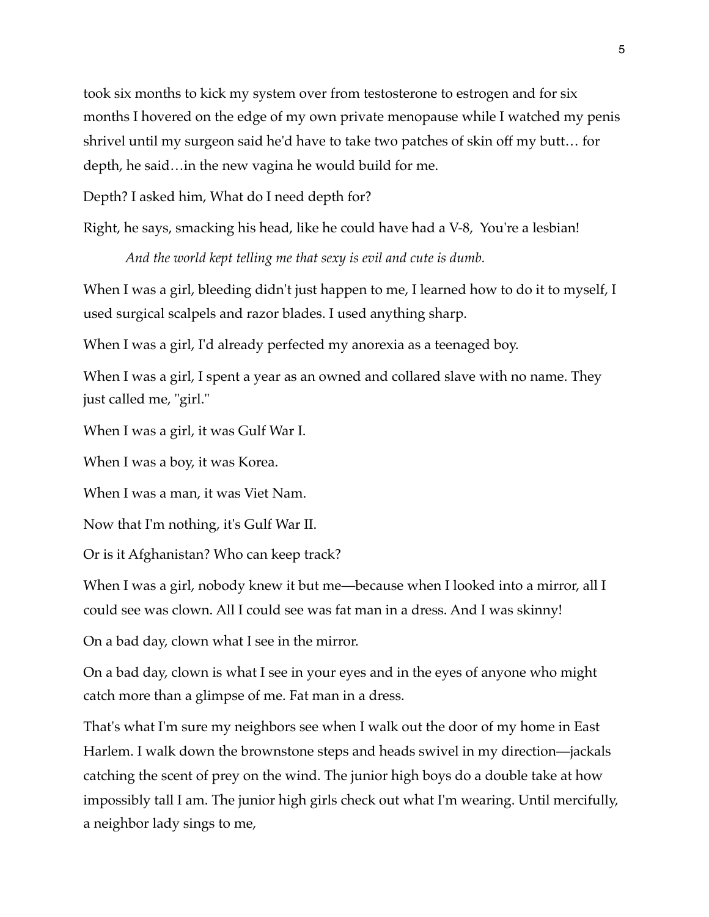took six months to kick my system over from testosterone to estrogen and for six months I hovered on the edge of my own private menopause while I watched my penis shrivel until my surgeon said he'd have to take two patches of skin off my butt… for depth, he said…in the new vagina he would build for me.

Depth? I asked him, What do I need depth for?

Right, he says, smacking his head, like he could have had a V-8, You're a lesbian!

*And the world kept telling me that sexy is evil and cute is dumb.*

When I was a girl, bleeding didn't just happen to me, I learned how to do it to myself, I used surgical scalpels and razor blades. I used anything sharp.

When I was a girl, I'd already perfected my anorexia as a teenaged boy.

When I was a girl, I spent a year as an owned and collared slave with no name. They just called me, "girl."

When I was a girl, it was Gulf War I.

When I was a boy, it was Korea.

When I was a man, it was Viet Nam.

Now that I'm nothing, it's Gulf War II.

Or is it Afghanistan? Who can keep track?

When I was a girl, nobody knew it but me—because when I looked into a mirror, all I could see was clown. All I could see was fat man in a dress. And I was skinny!

On a bad day, clown what I see in the mirror.

On a bad day, clown is what I see in your eyes and in the eyes of anyone who might catch more than a glimpse of me. Fat man in a dress.

That's what I'm sure my neighbors see when I walk out the door of my home in East Harlem. I walk down the brownstone steps and heads swivel in my direction—jackals catching the scent of prey on the wind. The junior high boys do a double take at how impossibly tall I am. The junior high girls check out what I'm wearing. Until mercifully, a neighbor lady sings to me,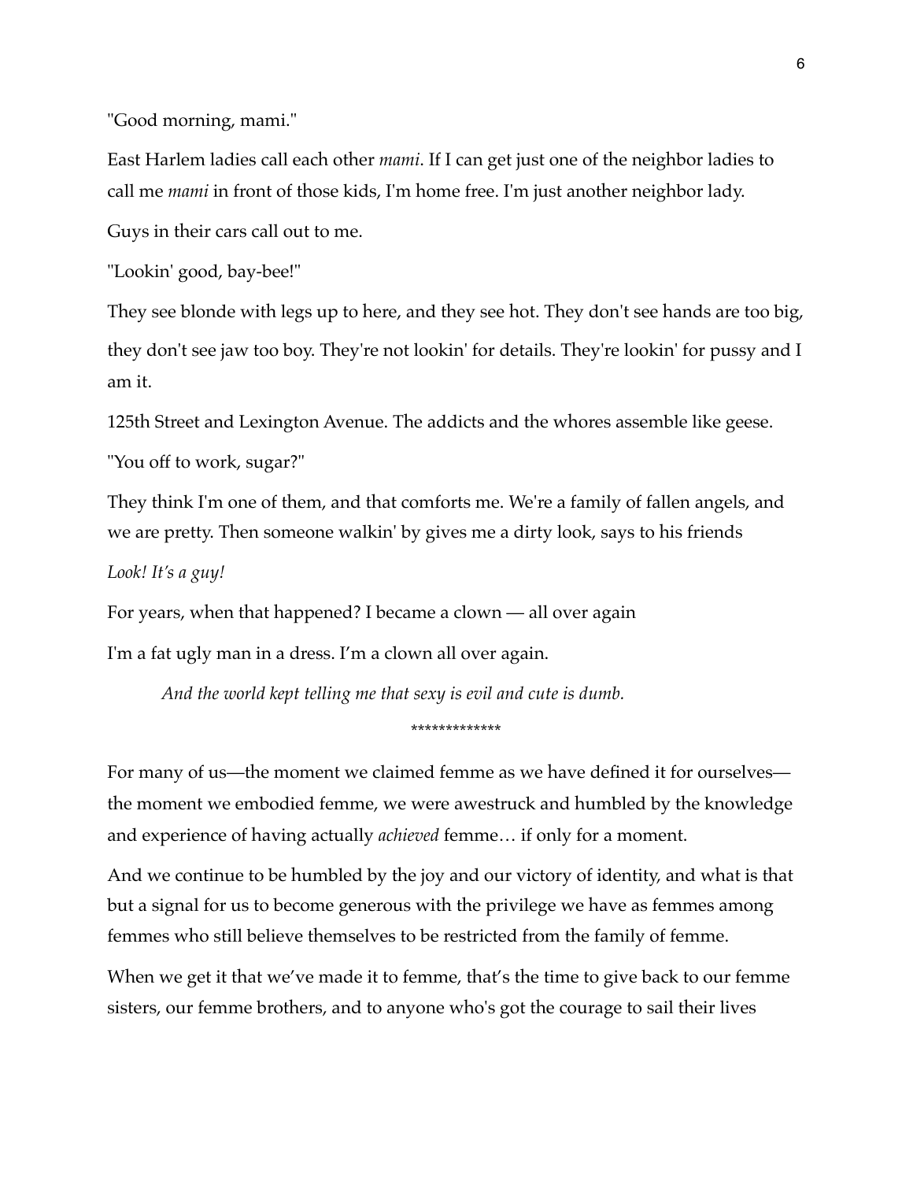"Good morning, mami."

East Harlem ladies call each other *mami*. If I can get just one of the neighbor ladies to call me *mami* in front of those kids, I'm home free. I'm just another neighbor lady.

Guys in their cars call out to me.

"Lookin' good, bay-bee!"

They see blonde with legs up to here, and they see hot. They don't see hands are too big, they don't see jaw too boy. They're not lookin' for details. They're lookin' for pussy and I am it.

125th Street and Lexington Avenue. The addicts and the whores assemble like geese.

"You off to work, sugar?"

They think I'm one of them, and that comforts me. We're a family of fallen angels, and we are pretty. Then someone walkin' by gives me a dirty look, says to his friends

*Look! It's a guy!*

For years, when that happened? I became a clown — all over again

I'm a fat ugly man in a dress. I'm a clown all over again.

> *And the world kept telling me that sexy is evil and cute is dumb.*

*************

For many of us—the moment we claimed femme as we have defined it for ourselves—the moment we embodied femme, we were awestruck and humbled by the knowledge and experience of having actually *achieved* femme… if only for a moment.

And we continue to be humbled by the joy and our victory of identity, and what is that but a signal for us to become generous with the privilege we have as femmes among femmes who still believe themselves to be restricted from the family of femme.

When we get it that we've made it to femme, that's the time to give back to our femme sisters, our femme brothers, and to anyone who's got the courage to sail their lives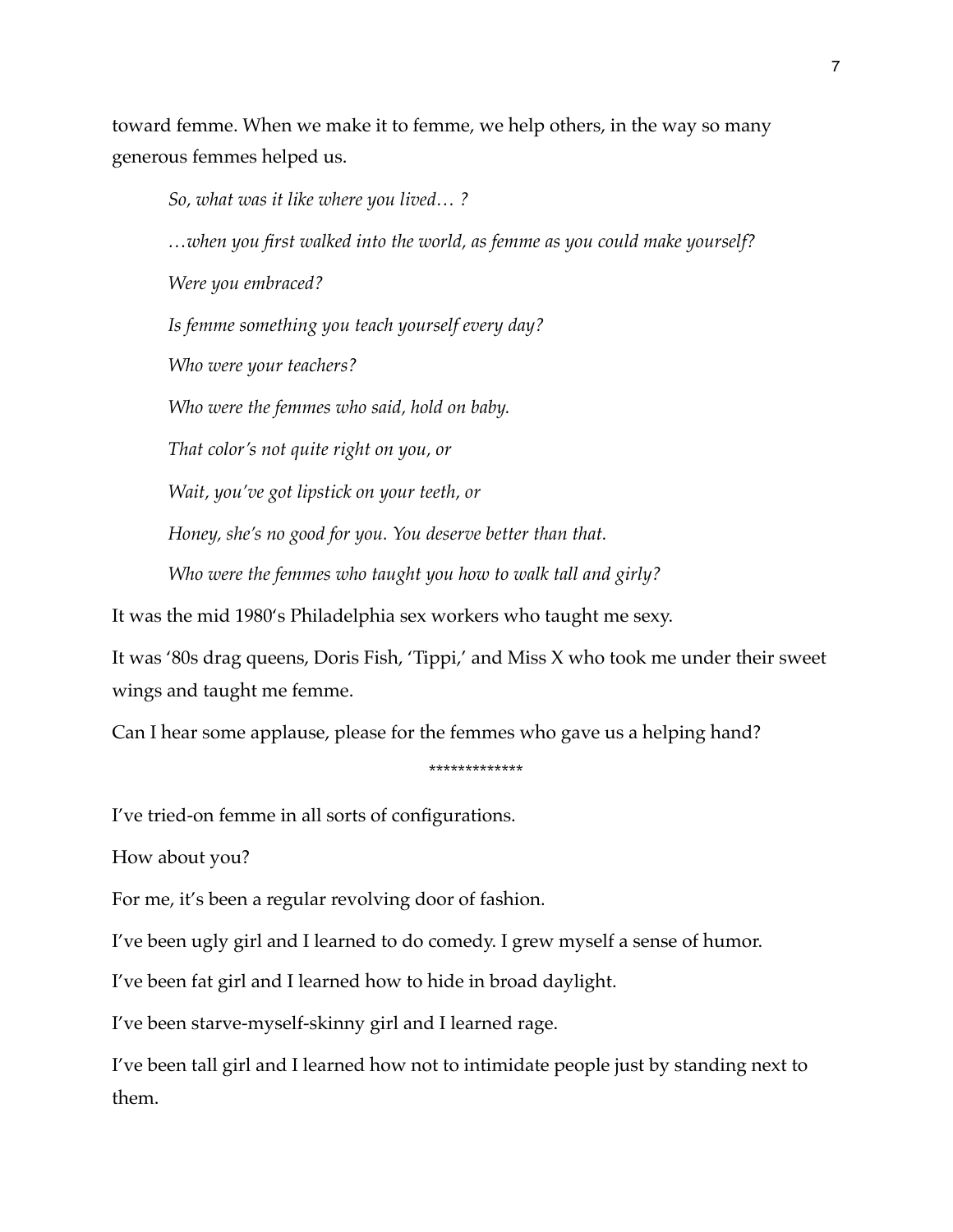toward femme. When we make it to femme, we help others, in the way so many generous femmes helped us.

> *So, what was it like where you lived… ?*
>
> *…when you first walked into the world, as femme as you could make yourself?*
>
> *Were you embraced?*
>
> *Is femme something you teach yourself every day?*
>
> *Who were your teachers?*
>
> *Who were the femmes who said, hold on baby.*
>
> *That color's not quite right on you, or*
>
> *Wait, you've got lipstick on your teeth, or*
>
> *Honey, she's no good for you. You deserve better than that.*
>
> *Who were the femmes who taught you how to walk tall and girly?*

It was the mid 1980's Philadelphia sex workers who taught me sexy.

It was '80s drag queens, Doris Fish, 'Tippi,' and Miss X who took me under their sweet wings and taught me femme.

Can I hear some applause, please for the femmes who gave us a helping hand?

*************

I've tried-on femme in all sorts of configurations.

How about you?

For me, it's been a regular revolving door of fashion.

I've been ugly girl and I learned to do comedy. I grew myself a sense of humor.

I've been fat girl and I learned how to hide in broad daylight.

I've been starve-myself-skinny girl and I learned rage.

I've been tall girl and I learned how not to intimidate people just by standing next to them.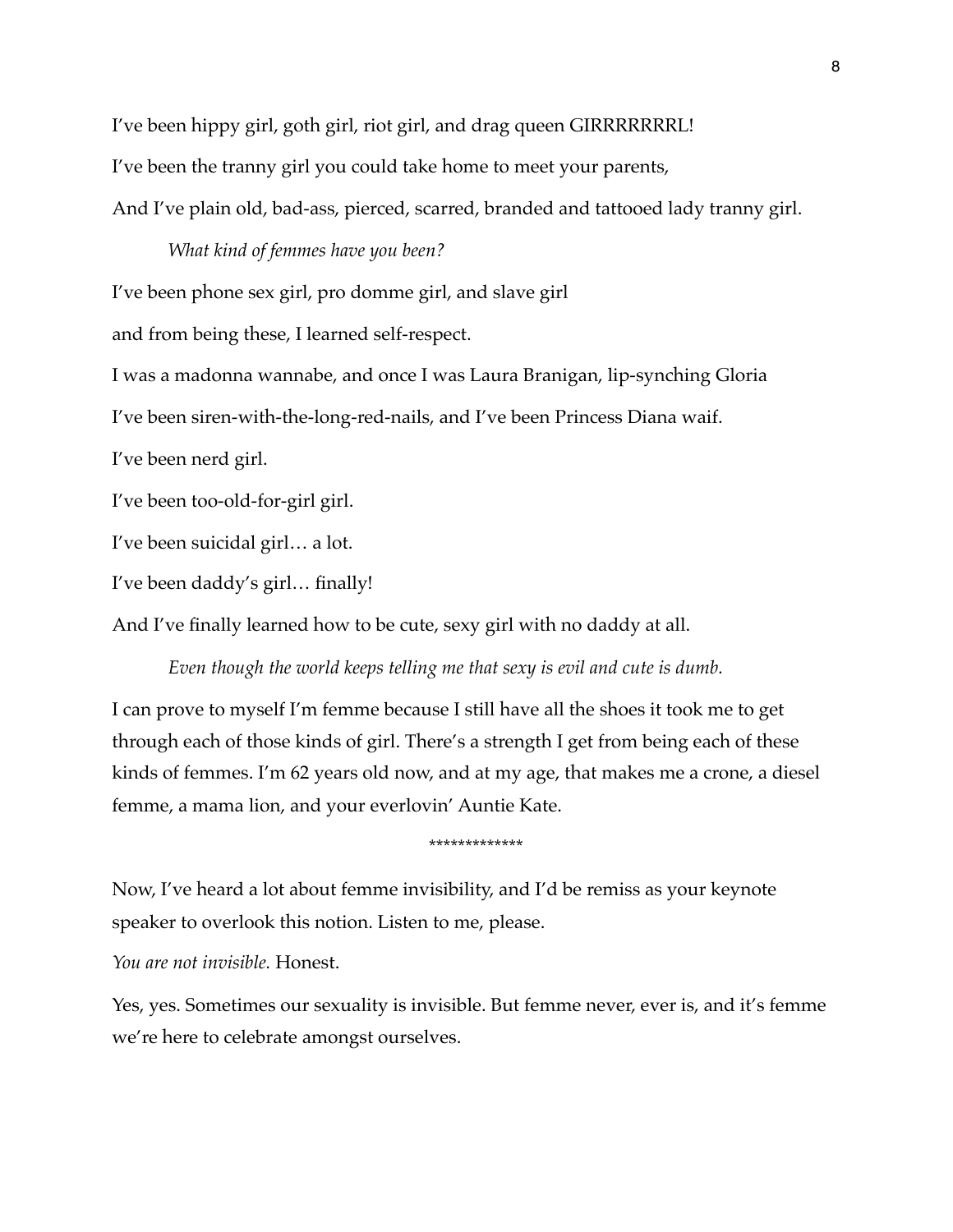I've been hippy girl, goth girl, riot girl, and drag queen GIRRRRRRRL!

I've been the tranny girl you could take home to meet your parents,

And I've plain old, bad-ass, pierced, scarred, branded and tattooed lady tranny girl.

*What kind of femmes have you been?*

I've been phone sex girl, pro domme girl, and slave girl

and from being these, I learned self-respect.

I was a madonna wannabe, and once I was Laura Branigan, lip-synching Gloria

I've been siren-with-the-long-red-nails, and I've been Princess Diana waif.

I've been nerd girl.

I've been too-old-for-girl girl.

I've been suicidal girl… a lot.

I've been daddy's girl… finally!

And I've finally learned how to be cute, sexy girl with no daddy at all.

*Even though the world keeps telling me that sexy is evil and cute is dumb.*

I can prove to myself I'm femme because I still have all the shoes it took me to get through each of those kinds of girl. There's a strength I get from being each of these kinds of femmes. I'm 62 years old now, and at my age, that makes me a crone, a diesel femme, a mama lion, and your everlovin' Auntie Kate.

*************

Now, I've heard a lot about femme invisibility, and I'd be remiss as your keynote speaker to overlook this notion. Listen to me, please.

*You are not invisible.* Honest.

Yes, yes. Sometimes our sexuality is invisible. But femme never, ever is, and it's femme we're here to celebrate amongst ourselves.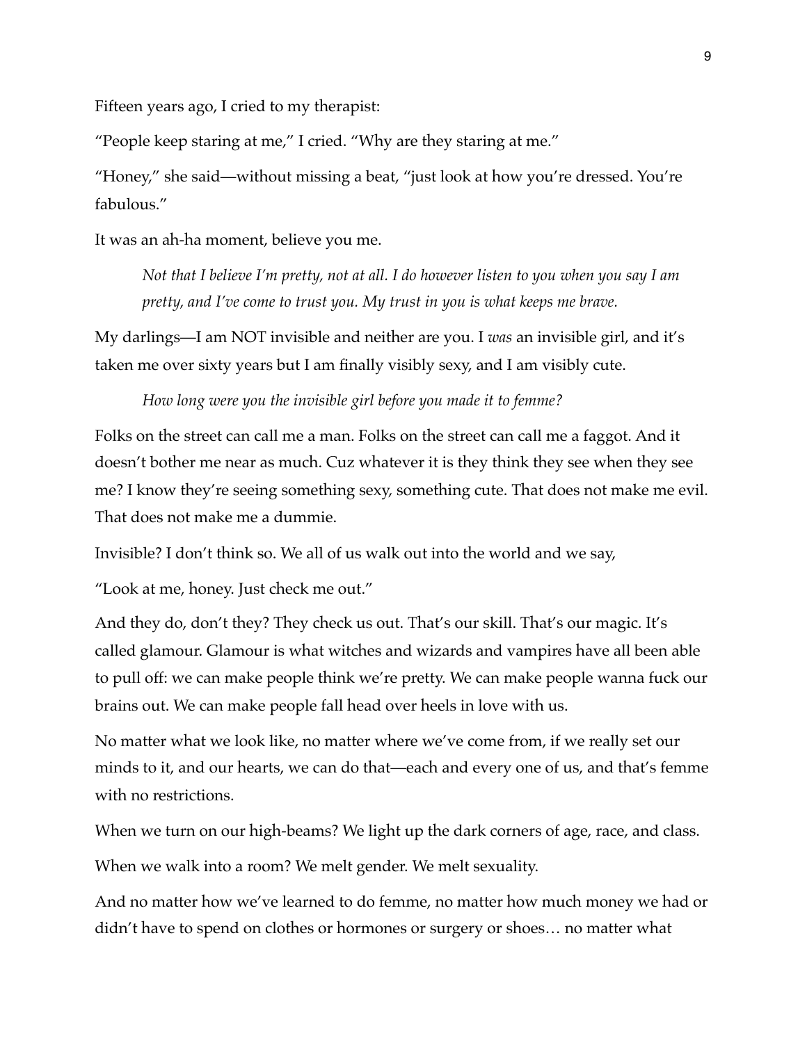Fifteen years ago, I cried to my therapist:

"People keep staring at me," I cried. "Why are they staring at me."

"Honey," she said—without missing a beat, "just look at how you're dressed. You're fabulous."

It was an ah-ha moment, believe you me.

> *Not that I believe I'm pretty, not at all. I do however listen to you when you say I am pretty, and I've come to trust you. My trust in you is what keeps me brave.*

My darlings—I am NOT invisible and neither are you. I *was* an invisible girl, and it's taken me over sixty years but I am finally visibly sexy, and I am visibly cute.

> *How long were you the invisible girl before you made it to femme?*

Folks on the street can call me a man. Folks on the street can call me a faggot. And it doesn't bother me near as much. Cuz whatever it is they think they see when they see me? I know they're seeing something sexy, something cute. That does not make me evil. That does not make me a dummie.

Invisible? I don't think so. We all of us walk out into the world and we say,

"Look at me, honey. Just check me out."

And they do, don't they? They check us out. That's our skill. That's our magic. It's called glamour. Glamour is what witches and wizards and vampires have all been able to pull off: we can make people think we're pretty. We can make people wanna fuck our brains out. We can make people fall head over heels in love with us.

No matter what we look like, no matter where we've come from, if we really set our minds to it, and our hearts, we can do that—each and every one of us, and that's femme with no restrictions.

When we turn on our high-beams? We light up the dark corners of age, race, and class.

When we walk into a room? We melt gender. We melt sexuality.

And no matter how we've learned to do femme, no matter how much money we had or didn't have to spend on clothes or hormones or surgery or shoes… no matter what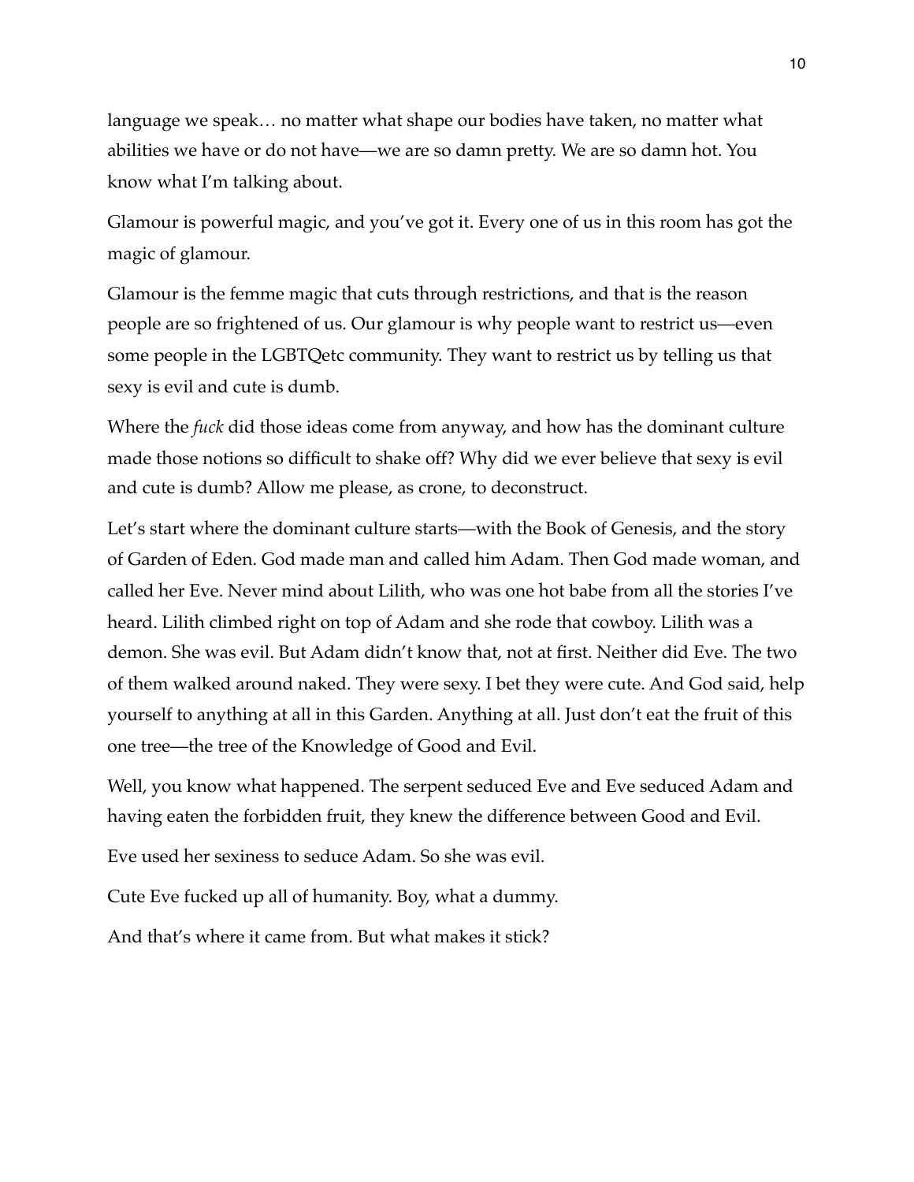language we speak… no matter what shape our bodies have taken, no matter what abilities we have or do not have—we are so damn pretty. We are so damn hot. You know what I'm talking about.

Glamour is powerful magic, and you've got it. Every one of us in this room has got the magic of glamour.

Glamour is the femme magic that cuts through restrictions, and that is the reason people are so frightened of us. Our glamour is why people want to restrict us—even some people in the LGBTQetc community. They want to restrict us by telling us that sexy is evil and cute is dumb.

Where the *fuck* did those ideas come from anyway, and how has the dominant culture made those notions so difficult to shake off? Why did we ever believe that sexy is evil and cute is dumb? Allow me please, as crone, to deconstruct.

Let's start where the dominant culture starts—with the Book of Genesis, and the story of Garden of Eden. God made man and called him Adam. Then God made woman, and called her Eve. Never mind about Lilith, who was one hot babe from all the stories I've heard. Lilith climbed right on top of Adam and she rode that cowboy. Lilith was a demon. She was evil. But Adam didn't know that, not at first. Neither did Eve. The two of them walked around naked. They were sexy. I bet they were cute. And God said, help yourself to anything at all in this Garden. Anything at all. Just don't eat the fruit of this one tree—the tree of the Knowledge of Good and Evil.

Well, you know what happened. The serpent seduced Eve and Eve seduced Adam and having eaten the forbidden fruit, they knew the difference between Good and Evil.

Eve used her sexiness to seduce Adam. So she was evil.

Cute Eve fucked up all of humanity. Boy, what a dummy.

And that's where it came from. But what makes it stick?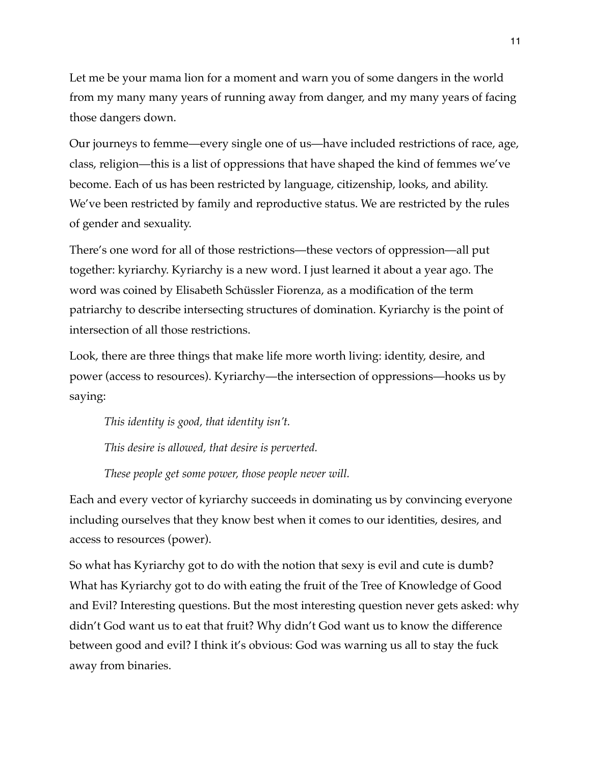Let me be your mama lion for a moment and warn you of some dangers in the world from my many many years of running away from danger, and my many years of facing those dangers down.

Our journeys to femme—every single one of us—have included restrictions of race, age, class, religion—this is a list of oppressions that have shaped the kind of femmes we've become. Each of us has been restricted by language, citizenship, looks, and ability. We've been restricted by family and reproductive status. We are restricted by the rules of gender and sexuality.

There's one word for all of those restrictions—these vectors of oppression—all put together: kyriarchy. Kyriarchy is a new word. I just learned it about a year ago. The word was coined by Elisabeth Schüssler Fiorenza, as a modification of the term patriarchy to describe intersecting structures of domination. Kyriarchy is the point of intersection of all those restrictions.

Look, there are three things that make life more worth living: identity, desire, and power (access to resources). Kyriarchy—the intersection of oppressions—hooks us by saying:

> *This identity is good, that identity isn't.*
>
> *This desire is allowed, that desire is perverted.*
>
> *These people get some power, those people never will.*

Each and every vector of kyriarchy succeeds in dominating us by convincing everyone including ourselves that they know best when it comes to our identities, desires, and access to resources (power).

So what has Kyriarchy got to do with the notion that sexy is evil and cute is dumb? What has Kyriarchy got to do with eating the fruit of the Tree of Knowledge of Good and Evil? Interesting questions. But the most interesting question never gets asked: why didn't God want us to eat that fruit? Why didn't God want us to know the difference between good and evil? I think it's obvious: God was warning us all to stay the fuck away from binaries.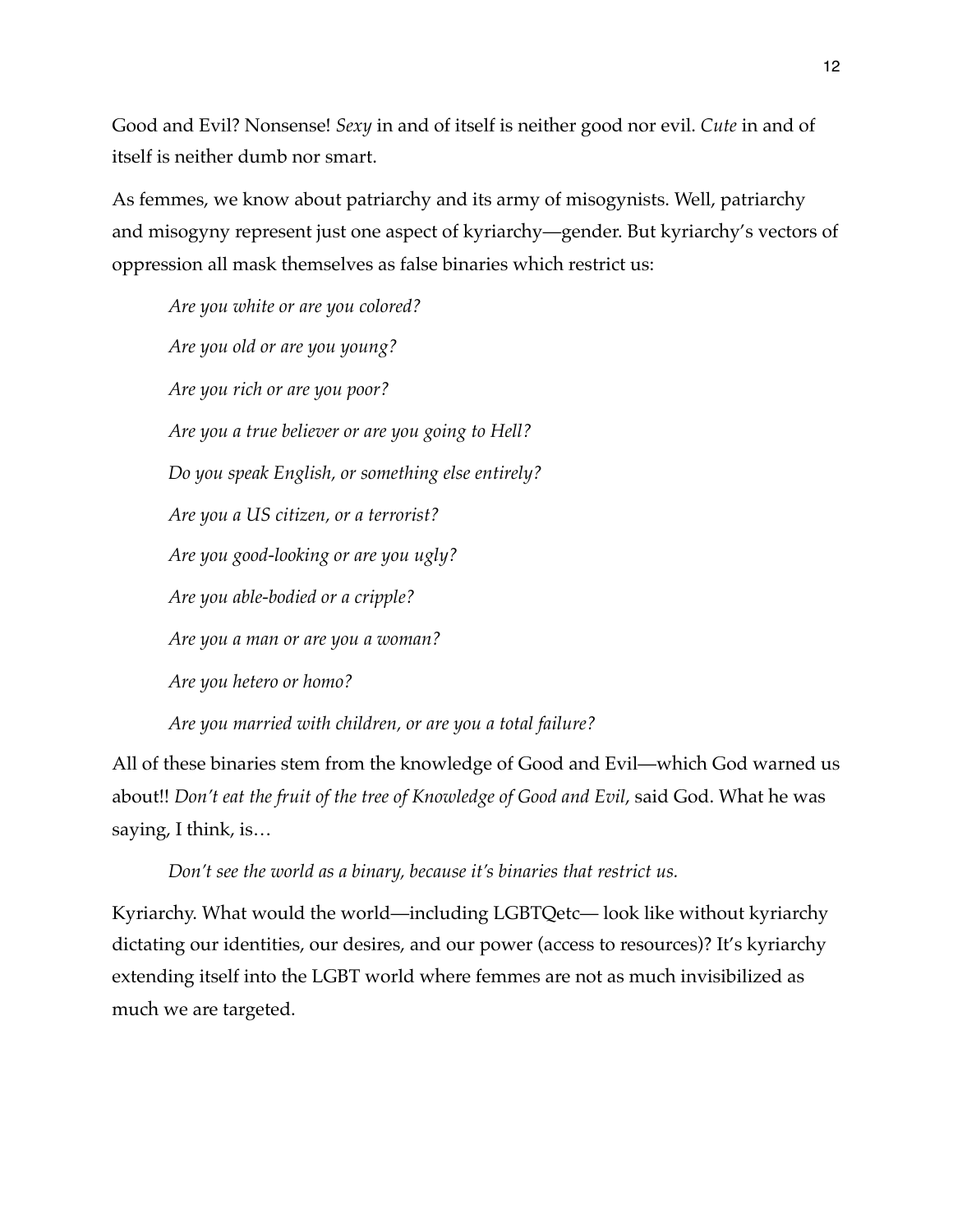Good and Evil? Nonsense! *Sexy* in and of itself is neither good nor evil. *Cute* in and of itself is neither dumb nor smart.

As femmes, we know about patriarchy and its army of misogynists. Well, patriarchy and misogyny represent just one aspect of kyriarchy—gender. But kyriarchy's vectors of oppression all mask themselves as false binaries which restrict us:

> *Are you white or are you colored?*
>
> *Are you old or are you young?*
>
> *Are you rich or are you poor?*
>
> *Are you a true believer or are you going to Hell?*
>
> *Do you speak English, or something else entirely?*
>
> *Are you a US citizen, or a terrorist?*
>
> *Are you good-looking or are you ugly?*
>
> *Are you able-bodied or a cripple?*
>
> *Are you a man or are you a woman?*
>
> *Are you hetero or homo?*
>
> *Are you married with children, or are you a total failure?*

All of these binaries stem from the knowledge of Good and Evil—which God warned us about!! *Don't eat the fruit of the tree of Knowledge of Good and Evil*, said God. What he was saying, I think, is…

> *Don't see the world as a binary, because it's binaries that restrict us.*

Kyriarchy. What would the world—including LGBTQetc— look like without kyriarchy dictating our identities, our desires, and our power (access to resources)? It's kyriarchy extending itself into the LGBT world where femmes are not as much invisibilized as much we are targeted.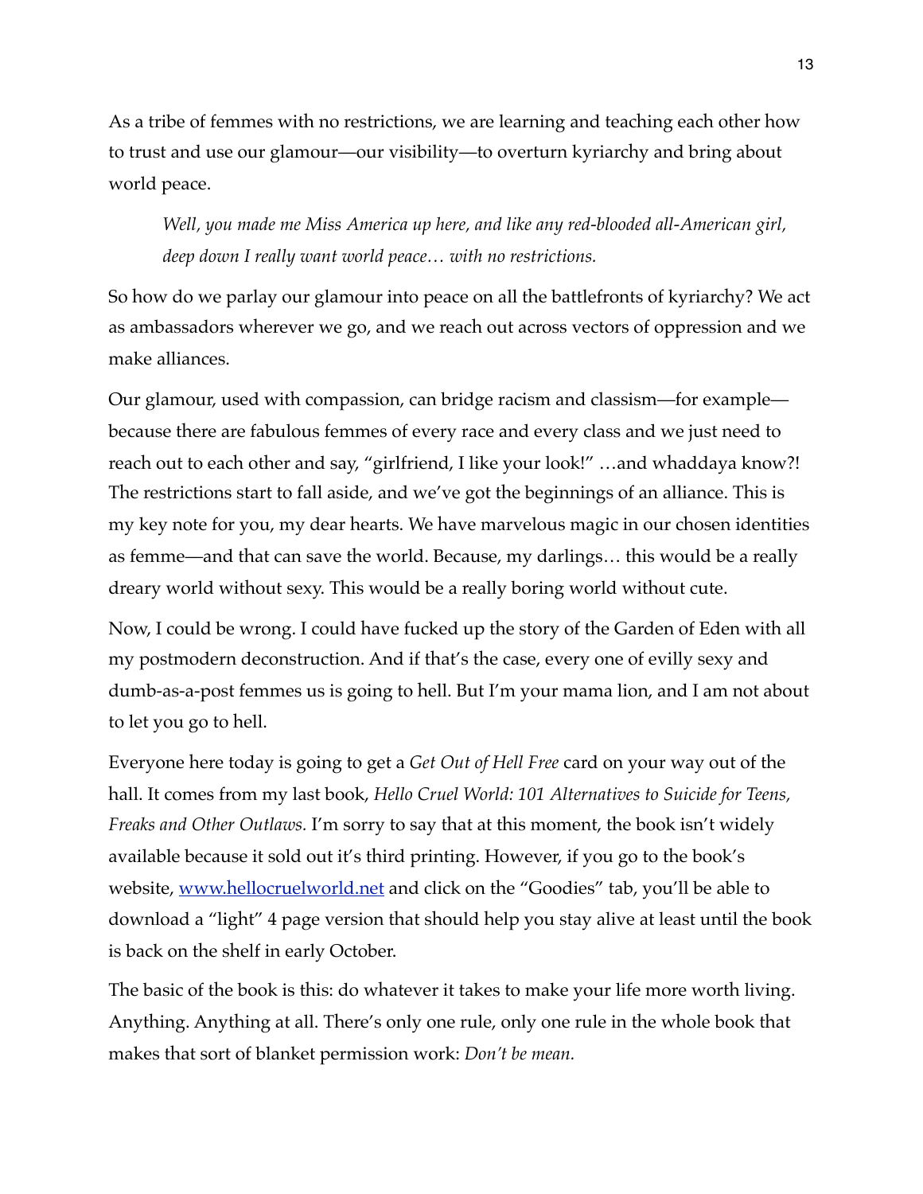As a tribe of femmes with no restrictions, we are learning and teaching each other how to trust and use our glamour—our visibility—to overturn kyriarchy and bring about world peace.

> *Well, you made me Miss America up here, and like any red-blooded all-American girl, deep down I really want world peace… with no restrictions.*

So how do we parlay our glamour into peace on all the battlefronts of kyriarchy? We act as ambassadors wherever we go, and we reach out across vectors of oppression and we make alliances.

Our glamour, used with compassion, can bridge racism and classism—for example—because there are fabulous femmes of every race and every class and we just need to reach out to each other and say, "girlfriend, I like your look!" …and whaddaya know?! The restrictions start to fall aside, and we've got the beginnings of an alliance. This is my key note for you, my dear hearts. We have marvelous magic in our chosen identities as femme—and that can save the world. Because, my darlings… this would be a really dreary world without sexy. This would be a really boring world without cute.

Now, I could be wrong. I could have fucked up the story of the Garden of Eden with all my postmodern deconstruction. And if that's the case, every one of evilly sexy and dumb-as-a-post femmes us is going to hell. But I'm your mama lion, and I am not about to let you go to hell.

Everyone here today is going to get a *Get Out of Hell Free* card on your way out of the hall. It comes from my last book, *Hello Cruel World: 101 Alternatives to Suicide for Teens, Freaks and Other Outlaws.* I'm sorry to say that at this moment, the book isn't widely available because it sold out it's third printing. However, if you go to the book's website, [www.hellocruelworld.net](http://www.hellocruelworld.net) and click on the "Goodies" tab, you'll be able to download a "light" 4 page version that should help you stay alive at least until the book is back on the shelf in early October.

The basic of the book is this: do whatever it takes to make your life more worth living. Anything. Anything at all. There's only one rule, only one rule in the whole book that makes that sort of blanket permission work: *Don't be mean.*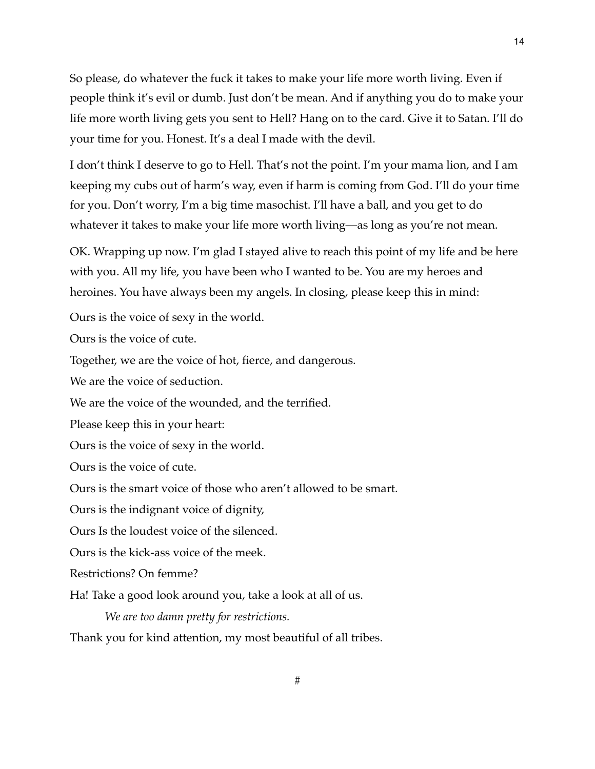So please, do whatever the fuck it takes to make your life more worth living. Even if people think it's evil or dumb. Just don't be mean. And if anything you do to make your life more worth living gets you sent to Hell? Hang on to the card. Give it to Satan. I'll do your time for you. Honest. It's a deal I made with the devil.

I don't think I deserve to go to Hell. That's not the point. I'm your mama lion, and I am keeping my cubs out of harm's way, even if harm is coming from God. I'll do your time for you. Don't worry, I'm a big time masochist. I'll have a ball, and you get to do whatever it takes to make your life more worth living—as long as you're not mean.

OK. Wrapping up now. I'm glad I stayed alive to reach this point of my life and be here with you. All my life, you have been who I wanted to be. You are my heroes and heroines. You have always been my angels. In closing, please keep this in mind:

Ours is the voice of sexy in the world.

Ours is the voice of cute.

Together, we are the voice of hot, fierce, and dangerous.

We are the voice of seduction.

We are the voice of the wounded, and the terrified.

Please keep this in your heart:

Ours is the voice of sexy in the world.

Ours is the voice of cute.

Ours is the smart voice of those who aren't allowed to be smart.

Ours is the indignant voice of dignity,

Ours Is the loudest voice of the silenced.

Ours is the kick-ass voice of the meek.

Restrictions? On femme?

Ha! Take a good look around you, take a look at all of us.

*We are too damn pretty for restrictions.*

Thank you for kind attention, my most beautiful of all tribes.

#